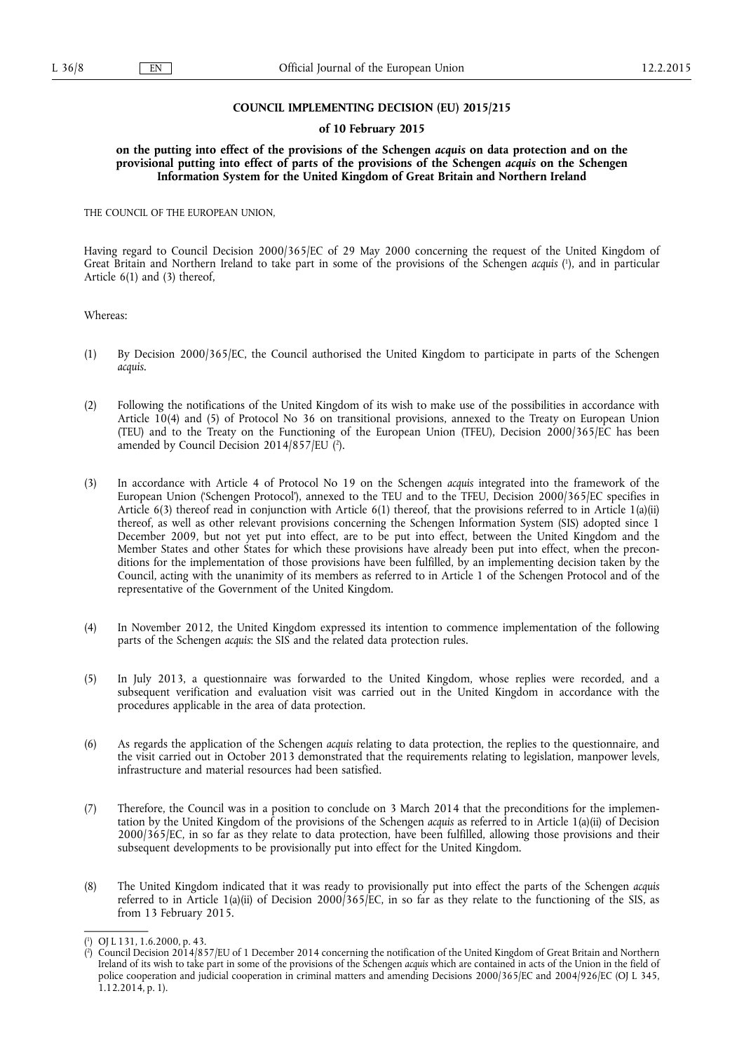# COUNCIL IMPLEMENTING DECISION (EU) 2015/215

## of 10 February 2015

### on the putting into effect of the provisions of the Schengen *acquis* on data protection and on the provisional putting into effect of parts of the provisions of the Schengen *acquis* on the Schengen Information System for the United Kingdom of Great Britain and Northern Ireland

THE COUNCIL OF THE EUROPEAN UNION,

Having regard to Council Decision 2000/365/EC of 29 May 2000 concerning the request of the United Kingdom of Great Britain and Northern Ireland to take part in some of the provisions of the Schengen *acquis* [1], and in particular Article 6(1) and (3) thereof,

Whereas:

(1) By Decision 2000/365/EC, the Council authorised the United Kingdom to participate in parts of the Schengen *acquis*.

(2) Following the notifications of the United Kingdom of its wish to make use of the possibilities in accordance with Article 10(4) and (5) of Protocol No 36 on transitional provisions, annexed to the Treaty on European Union (TEU) and to the Treaty on the Functioning of the European Union (TFEU), Decision 2000/365/EC has been amended by Council Decision 2014/857/EU [2].

(3) In accordance with Article 4 of Protocol No 19 on the Schengen *acquis* integrated into the framework of the European Union ('Schengen Protocol'), annexed to the TEU and to the TFEU, Decision 2000/365/EC specifies in Article 6(3) thereof read in conjunction with Article 6(1) thereof, that the provisions referred to in Article 1(a)(ii) thereof, as well as other relevant provisions concerning the Schengen Information System (SIS) adopted since 1 December 2009, but not yet put into effect, are to be put into effect, between the United Kingdom and the Member States and other States for which these provisions have already been put into effect, when the preconditions for the implementation of those provisions have been fulfilled, by an implementing decision taken by the Council, acting with the unanimity of its members as referred to in Article 1 of the Schengen Protocol and of the representative of the Government of the United Kingdom.

(4) In November 2012, the United Kingdom expressed its intention to commence implementation of the following parts of the Schengen *acquis*: the SIS and the related data protection rules.

(5) In July 2013, a questionnaire was forwarded to the United Kingdom, whose replies were recorded, and a subsequent verification and evaluation visit was carried out in the United Kingdom in accordance with the procedures applicable in the area of data protection.

(6) As regards the application of the Schengen *acquis* relating to data protection, the replies to the questionnaire, and the visit carried out in October 2013 demonstrated that the requirements relating to legislation, manpower levels, infrastructure and material resources had been satisfied.

(7) Therefore, the Council was in a position to conclude on 3 March 2014 that the preconditions for the implementation by the United Kingdom of the provisions of the Schengen *acquis* as referred to in Article 1(a)(ii) of Decision 2000/365/EC, in so far as they relate to data protection, have been fulfilled, allowing those provisions and their subsequent developments to be provisionally put into effect for the United Kingdom.

(8) The United Kingdom indicated that it was ready to provisionally put into effect the parts of the Schengen *acquis* referred to in Article 1(a)(ii) of Decision 2000/365/EC, in so far as they relate to the functioning of the SIS, as from 13 February 2015.

---

[1] OJ L 131, 1.6.2000, p. 43.

[2] Council Decision 2014/857/EU of 1 December 2014 concerning the notification of the United Kingdom of Great Britain and Northern Ireland of its wish to take part in some of the provisions of the Schengen *acquis* which are contained in acts of the Union in the field of police cooperation and judicial cooperation in criminal matters and amending Decisions 2000/365/EC and 2004/926/EC (OJ L 345, 1.12.2014, p. 1).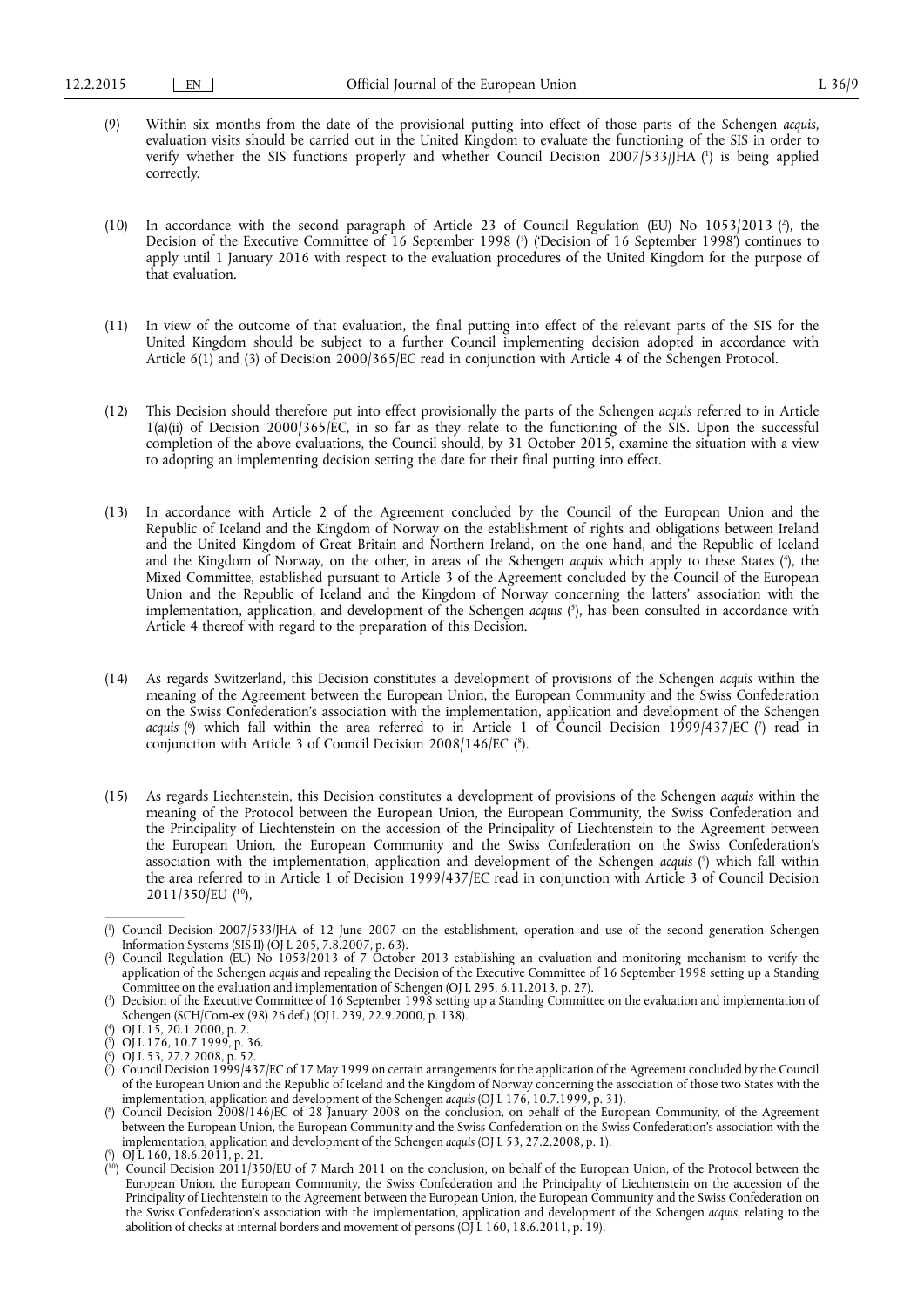(9) Within six months from the date of the provisional putting into effect of those parts of the Schengen *acquis*, evaluation visits should be carried out in the United Kingdom to evaluate the functioning of the SIS in order to verify whether the SIS functions properly and whether Council Decision 2007/533/JHA [1] is being applied correctly.

(10) In accordance with the second paragraph of Article 23 of Council Regulation (EU) No 1053/2013 [2], the Decision of the Executive Committee of 16 September 1998 [3] ('Decision of 16 September 1998') continues to apply until 1 January 2016 with respect to the evaluation procedures of the United Kingdom for the purpose of that evaluation.

(11) In view of the outcome of that evaluation, the final putting into effect of the relevant parts of the SIS for the United Kingdom should be subject to a further Council implementing decision adopted in accordance with Article 6(1) and (3) of Decision 2000/365/EC read in conjunction with Article 4 of the Schengen Protocol.

(12) This Decision should therefore put into effect provisionally the parts of the Schengen *acquis* referred to in Article 1(a)(ii) of Decision 2000/365/EC, in so far as they relate to the functioning of the SIS. Upon the successful completion of the above evaluations, the Council should, by 31 October 2015, examine the situation with a view to adopting an implementing decision setting the date for their final putting into effect.

(13) In accordance with Article 2 of the Agreement concluded by the Council of the European Union and the Republic of Iceland and the Kingdom of Norway on the establishment of rights and obligations between Ireland and the United Kingdom of Great Britain and Northern Ireland, on the one hand, and the Republic of Iceland and the Kingdom of Norway, on the other, in areas of the Schengen *acquis* which apply to these States [4], the Mixed Committee, established pursuant to Article 3 of the Agreement concluded by the Council of the European Union and the Republic of Iceland and the Kingdom of Norway concerning the latters' association with the implementation, application, and development of the Schengen *acquis* [5], has been consulted in accordance with Article 4 thereof with regard to the preparation of this Decision.

(14) As regards Switzerland, this Decision constitutes a development of provisions of the Schengen *acquis* within the meaning of the Agreement between the European Union, the European Community and the Swiss Confederation on the Swiss Confederation's association with the implementation, application and development of the Schengen *acquis* [6] which fall within the area referred to in Article 1 of Council Decision 1999/437/EC [7] read in conjunction with Article 3 of Council Decision 2008/146/EC [8].

(15) As regards Liechtenstein, this Decision constitutes a development of provisions of the Schengen *acquis* within the meaning of the Protocol between the European Union, the European Community, the Swiss Confederation and the Principality of Liechtenstein on the accession of the Principality of Liechtenstein to the Agreement between the European Union, the European Community and the Swiss Confederation on the Swiss Confederation's association with the implementation, application and development of the Schengen *acquis* [9] which fall within the area referred to in Article 1 of Decision 1999/437/EC read in conjunction with Article 3 of Council Decision 2011/350/EU [10],

---

[1] Council Decision 2007/533/JHA of 12 June 2007 on the establishment, operation and use of the second generation Schengen Information Systems (SIS II) (OJ L 205, 7.8.2007, p. 63).

[2] Council Regulation (EU) No 1053/2013 of 7 October 2013 establishing an evaluation and monitoring mechanism to verify the application of the Schengen *acquis* and repealing the Decision of the Executive Committee of 16 September 1998 setting up a Standing Committee on the evaluation and implementation of Schengen (OJ L 295, 6.11.2013, p. 27).

[3] Decision of the Executive Committee of 16 September 1998 setting up a Standing Committee on the evaluation and implementation of Schengen (SCH/Com-ex (98) 26 def.) (OJ L 239, 22.9.2000, p. 138).

[4] OJ L 15, 20.1.2000, p. 2.

[5] OJ L 176, 10.7.1999, p. 36.

[6] OJ L 53, 27.2.2008, p. 52.

[7] Council Decision 1999/437/EC of 17 May 1999 on certain arrangements for the application of the Agreement concluded by the Council of the European Union and the Republic of Iceland and the Kingdom of Norway concerning the association of those two States with the implementation, application and development of the Schengen *acquis* (OJ L 176, 10.7.1999, p. 31).

[8] Council Decision 2008/146/EC of 28 January 2008 on the conclusion, on behalf of the European Community, of the Agreement between the European Union, the European Community and the Swiss Confederation on the Swiss Confederation's association with the implementation, application and development of the Schengen *acquis* (OJ L 53, 27.2.2008, p. 1).

[9] OJ L 160, 18.6.2011, p. 21.

[10] Council Decision 2011/350/EU of 7 March 2011 on the conclusion, on behalf of the European Union, of the Protocol between the European Union, the European Community, the Swiss Confederation and the Principality of Liechtenstein on the accession of the Principality of Liechtenstein to the Agreement between the European Union, the European Community and the Swiss Confederation on the Swiss Confederation's association with the implementation, application and development of the Schengen *acquis*, relating to the abolition of checks at internal borders and movement of persons (OJ L 160, 18.6.2011, p. 19).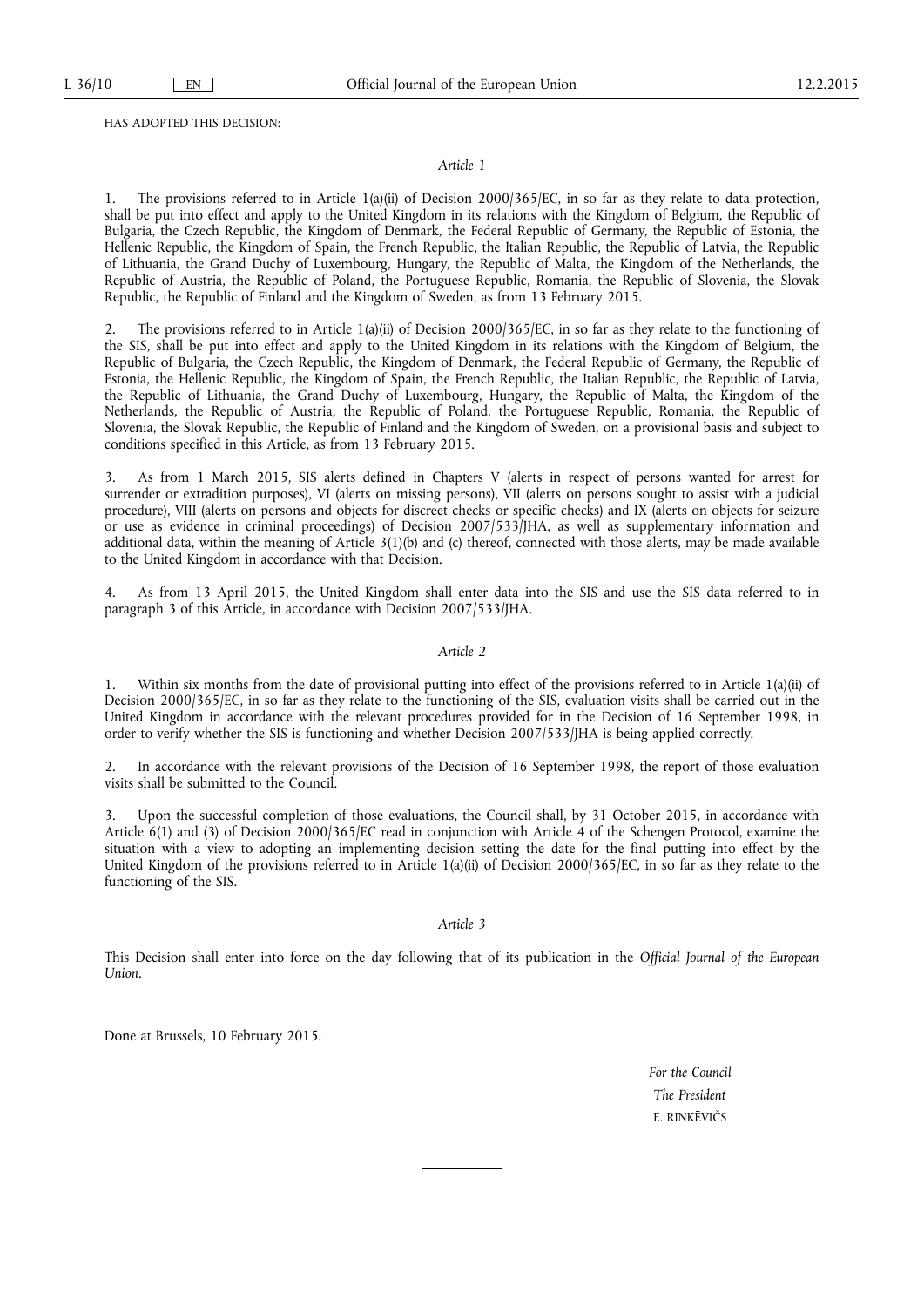HAS ADOPTED THIS DECISION:

*Article 1*

1. The provisions referred to in Article 1(a)(ii) of Decision 2000/365/EC, in so far as they relate to data protection, shall be put into effect and apply to the United Kingdom in its relations with the Kingdom of Belgium, the Republic of Bulgaria, the Czech Republic, the Kingdom of Denmark, the Federal Republic of Germany, the Republic of Estonia, the Hellenic Republic, the Kingdom of Spain, the French Republic, the Italian Republic, the Republic of Latvia, the Republic of Lithuania, the Grand Duchy of Luxembourg, Hungary, the Republic of Malta, the Kingdom of the Netherlands, the Republic of Austria, the Republic of Poland, the Portuguese Republic, Romania, the Republic of Slovenia, the Slovak Republic, the Republic of Finland and the Kingdom of Sweden, as from 13 February 2015.

2. The provisions referred to in Article 1(a)(ii) of Decision 2000/365/EC, in so far as they relate to the functioning of the SIS, shall be put into effect and apply to the United Kingdom in its relations with the Kingdom of Belgium, the Republic of Bulgaria, the Czech Republic, the Kingdom of Denmark, the Federal Republic of Germany, the Republic of Estonia, the Hellenic Republic, the Kingdom of Spain, the French Republic, the Italian Republic, the Republic of Latvia, the Republic of Lithuania, the Grand Duchy of Luxembourg, Hungary, the Republic of Malta, the Kingdom of the Netherlands, the Republic of Austria, the Republic of Poland, the Portuguese Republic, Romania, the Republic of Slovenia, the Slovak Republic, the Republic of Finland and the Kingdom of Sweden, on a provisional basis and subject to conditions specified in this Article, as from 13 February 2015.

3. As from 1 March 2015, SIS alerts defined in Chapters V (alerts in respect of persons wanted for arrest for surrender or extradition purposes), VI (alerts on missing persons), VII (alerts on persons sought to assist with a judicial procedure), VIII (alerts on persons and objects for discreet checks or specific checks) and IX (alerts on objects for seizure or use as evidence in criminal proceedings) of Decision 2007/533/JHA, as well as supplementary information and additional data, within the meaning of Article 3(1)(b) and (c) thereof, connected with those alerts, may be made available to the United Kingdom in accordance with that Decision.

4. As from 13 April 2015, the United Kingdom shall enter data into the SIS and use the SIS data referred to in paragraph 3 of this Article, in accordance with Decision 2007/533/JHA.

*Article 2*

1. Within six months from the date of provisional putting into effect of the provisions referred to in Article 1(a)(ii) of Decision 2000/365/EC, in so far as they relate to the functioning of the SIS, evaluation visits shall be carried out in the United Kingdom in accordance with the relevant procedures provided for in the Decision of 16 September 1998, in order to verify whether the SIS is functioning and whether Decision 2007/533/JHA is being applied correctly.

2. In accordance with the relevant provisions of the Decision of 16 September 1998, the report of those evaluation visits shall be submitted to the Council.

3. Upon the successful completion of those evaluations, the Council shall, by 31 October 2015, in accordance with Article 6(1) and (3) of Decision 2000/365/EC read in conjunction with Article 4 of the Schengen Protocol, examine the situation with a view to adopting an implementing decision setting the date for the final putting into effect by the United Kingdom of the provisions referred to in Article 1(a)(ii) of Decision 2000/365/EC, in so far as they relate to the functioning of the SIS.

*Article 3*

This Decision shall enter into force on the day following that of its publication in the *Official Journal of the European Union*.

Done at Brussels, 10 February 2015.

*For the Council*

*The President*

E. RINKĒVIČS